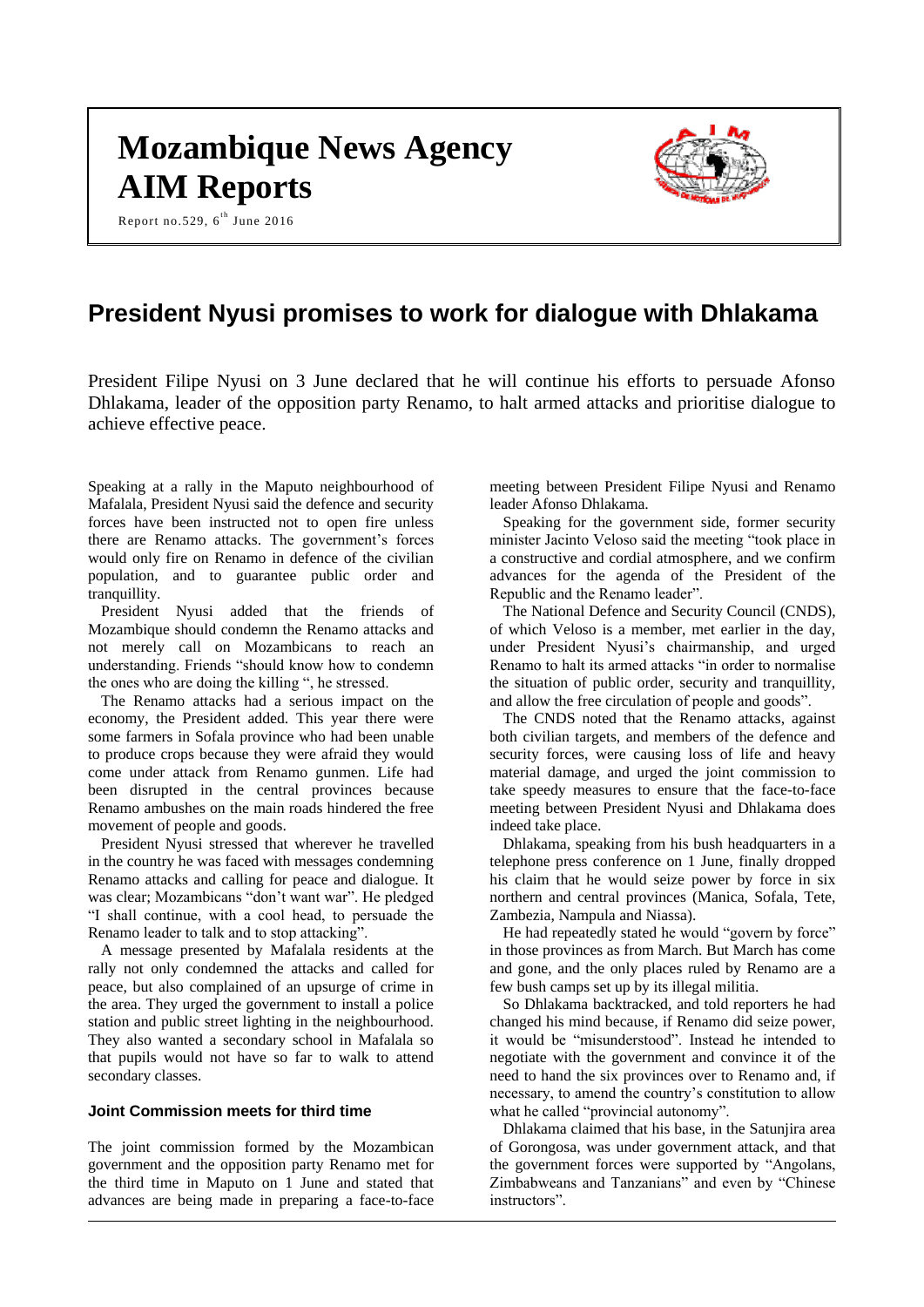# Mozambique News Agency AIM Reports

Report no.529, 6th June 2016

## President Nyusi promises to work for dialogue with Dhlakama

President Filipe Nyusi on 3 June declared that he will continue his efforts to persuade Afonso Dhlakama, leader of the opposition party Renamo, to halt armed attacks and prioritise dialogue to achieve effective peace.

Speaking at a rally in the Maputo neighbourhood of Mafalala, President Nyusi said the defence and security forces have been instructed not to open fire unless there are Renamo attacks. The government's forces would only fire on Renamo in defence of the civilian population, and to guarantee public order and tranquillity.

President Nyusi added that the friends of Mozambique should condemn the Renamo attacks and not merely call on Mozambicans to reach an understanding. Friends "should know how to condemn the ones who are doing the killing ", he stressed.

The Renamo attacks had a serious impact on the economy, the President added. This year there were some farmers in Sofala province who had been unable to produce crops because they were afraid they would come under attack from Renamo gunmen. Life had been disrupted in the central provinces because Renamo ambushes on the main roads hindered the free movement of people and goods.

President Nyusi stressed that wherever he travelled in the country he was faced with messages condemning Renamo attacks and calling for peace and dialogue. It was clear; Mozambicans "don't want war". He pledged "I shall continue, with a cool head, to persuade the Renamo leader to talk and to stop attacking".

A message presented by Mafalala residents at the rally not only condemned the attacks and called for peace, but also complained of an upsurge of crime in the area. They urged the government to install a police station and public street lighting in the neighbourhood. They also wanted a secondary school in Mafalala so that pupils would not have so far to walk to attend secondary classes.

### Joint Commission meets for third time

The joint commission formed by the Mozambican government and the opposition party Renamo met for the third time in Maputo on 1 June and stated that advances are being made in preparing a face-to-face meeting between President Filipe Nyusi and Renamo leader Afonso Dhlakama.

Speaking for the government side, former security minister Jacinto Veloso said the meeting "took place in a constructive and cordial atmosphere, and we confirm advances for the agenda of the President of the Republic and the Renamo leader".

The National Defence and Security Council (CNDS), of which Veloso is a member, met earlier in the day, under President Nyusi's chairmanship, and urged Renamo to halt its armed attacks "in order to normalise the situation of public order, security and tranquillity, and allow the free circulation of people and goods".

The CNDS noted that the Renamo attacks, against both civilian targets, and members of the defence and security forces, were causing loss of life and heavy material damage, and urged the joint commission to take speedy measures to ensure that the face-to-face meeting between President Nyusi and Dhlakama does indeed take place.

Dhlakama, speaking from his bush headquarters in a telephone press conference on 1 June, finally dropped his claim that he would seize power by force in six northern and central provinces (Manica, Sofala, Tete, Zambezia, Nampula and Niassa).

He had repeatedly stated he would "govern by force" in those provinces as from March. But March has come and gone, and the only places ruled by Renamo are a few bush camps set up by its illegal militia.

So Dhlakama backtracked, and told reporters he had changed his mind because, if Renamo did seize power, it would be "misunderstood". Instead he intended to negotiate with the government and convince it of the need to hand the six provinces over to Renamo and, if necessary, to amend the country's constitution to allow what he called "provincial autonomy".

Dhlakama claimed that his base, in the Satunjira area of Gorongosa, was under government attack, and that the government forces were supported by "Angolans, Zimbabweans and Tanzanians" and even by "Chinese instructors".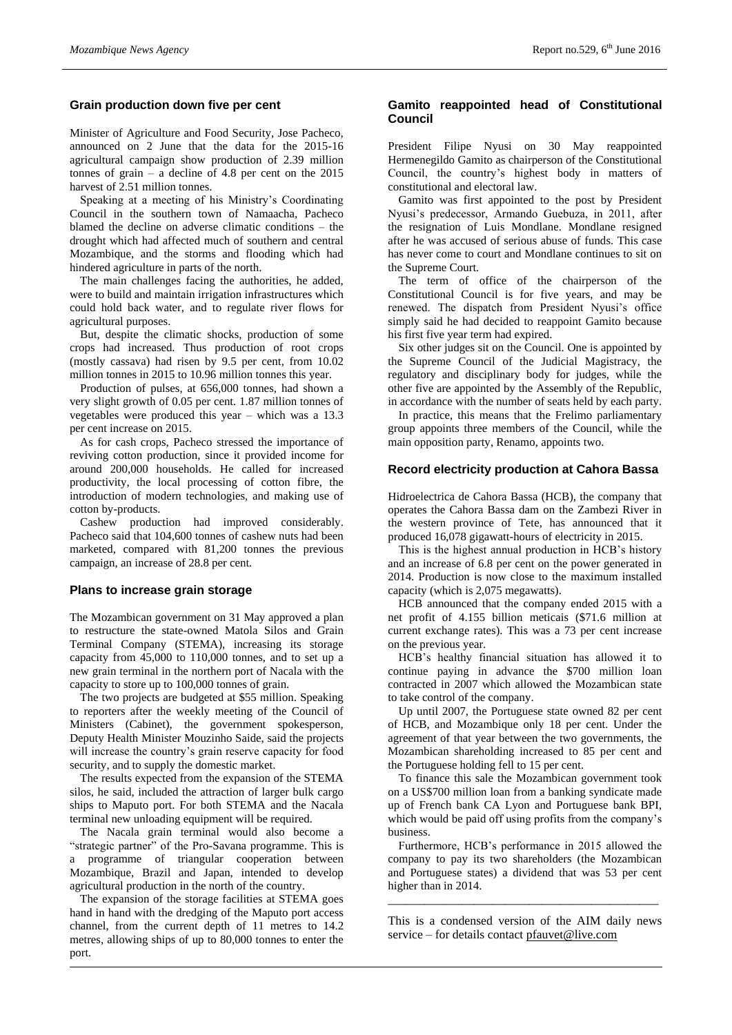## Grain production down five per cent

Minister of Agriculture and Food Security, Jose Pacheco, announced on 2 June that the data for the 2015-16 agricultural campaign show production of 2.39 million tonnes of grain – a decline of 4.8 per cent on the 2015 harvest of 2.51 million tonnes.

Speaking at a meeting of his Ministry's Coordinating Council in the southern town of Namaacha, Pacheco blamed the decline on adverse climatic conditions – the drought which had affected much of southern and central Mozambique, and the storms and flooding which had hindered agriculture in parts of the north.

The main challenges facing the authorities, he added, were to build and maintain irrigation infrastructures which could hold back water, and to regulate river flows for agricultural purposes.

But, despite the climatic shocks, production of some crops had increased. Thus production of root crops (mostly cassava) had risen by 9.5 per cent, from 10.02 million tonnes in 2015 to 10.96 million tonnes this year.

Production of pulses, at 656,000 tonnes, had shown a very slight growth of 0.05 per cent. 1.87 million tonnes of vegetables were produced this year – which was a 13.3 per cent increase on 2015.

As for cash crops, Pacheco stressed the importance of reviving cotton production, since it provided income for around 200,000 households. He called for increased productivity, the local processing of cotton fibre, the introduction of modern technologies, and making use of cotton by-products.

Cashew production had improved considerably. Pacheco said that 104,600 tonnes of cashew nuts had been marketed, compared with 81,200 tonnes the previous campaign, an increase of 28.8 per cent.

## Plans to increase grain storage

The Mozambican government on 31 May approved a plan to restructure the state-owned Matola Silos and Grain Terminal Company (STEMA), increasing its storage capacity from 45,000 to 110,000 tonnes, and to set up a new grain terminal in the northern port of Nacala with the capacity to store up to 100,000 tonnes of grain.

The two projects are budgeted at $55 million. Speaking to reporters after the weekly meeting of the Council of Ministers (Cabinet), the government spokesperson, Deputy Health Minister Mouzinho Saide, said the projects will increase the country's grain reserve capacity for food security, and to supply the domestic market.

The results expected from the expansion of the STEMA silos, he said, included the attraction of larger bulk cargo ships to Maputo port. For both STEMA and the Nacala terminal new unloading equipment will be required.

The Nacala grain terminal would also become a "strategic partner" of the Pro-Savana programme. This is a programme of triangular cooperation between Mozambique, Brazil and Japan, intended to develop agricultural production in the north of the country.

The expansion of the storage facilities at STEMA goes hand in hand with the dredging of the Maputo port access channel, from the current depth of 11 metres to 14.2 metres, allowing ships of up to 80,000 tonnes to enter the port.

## Gamito reappointed head of Constitutional Council

President Filipe Nyusi on 30 May reappointed Hermenegildo Gamito as chairperson of the Constitutional Council, the country's highest body in matters of constitutional and electoral law.

Gamito was first appointed to the post by President Nyusi's predecessor, Armando Guebuza, in 2011, after the resignation of Luis Mondlane. Mondlane resigned after he was accused of serious abuse of funds. This case has never come to court and Mondlane continues to sit on the Supreme Court.

The term of office of the chairperson of the Constitutional Council is for five years, and may be renewed. The dispatch from President Nyusi's office simply said he had decided to reappoint Gamito because his first five year term had expired.

Six other judges sit on the Council. One is appointed by the Supreme Council of the Judicial Magistracy, the regulatory and disciplinary body for judges, while the other five are appointed by the Assembly of the Republic, in accordance with the number of seats held by each party.

In practice, this means that the Frelimo parliamentary group appoints three members of the Council, while the main opposition party, Renamo, appoints two.

## Record electricity production at Cahora Bassa

Hidroelectrica de Cahora Bassa (HCB), the company that operates the Cahora Bassa dam on the Zambezi River in the western province of Tete, has announced that it produced 16,078 gigawatt-hours of electricity in 2015.

This is the highest annual production in HCB's history and an increase of 6.8 per cent on the power generated in 2014. Production is now close to the maximum installed capacity (which is 2,075 megawatts).

HCB announced that the company ended 2015 with a net profit of 4.155 billion meticais ($71.6 million at current exchange rates). This was a 73 per cent increase on the previous year.

HCB's healthy financial situation has allowed it to continue paying in advance the $700 million loan contracted in 2007 which allowed the Mozambican state to take control of the company.

Up until 2007, the Portuguese state owned 82 per cent of HCB, and Mozambique only 18 per cent. Under the agreement of that year between the two governments, the Mozambican shareholding increased to 85 per cent and the Portuguese holding fell to 15 per cent.

To finance this sale the Mozambican government took on a US$700 million loan from a banking syndicate made up of French bank CA Lyon and Portuguese bank BPI, which would be paid off using profits from the company's business.

Furthermore, HCB's performance in 2015 allowed the company to pay its two shareholders (the Mozambican and Portuguese states) a dividend that was 53 per cent higher than in 2014.

---

This is a condensed version of the AIM daily news service – for details contact pfauvet@live.com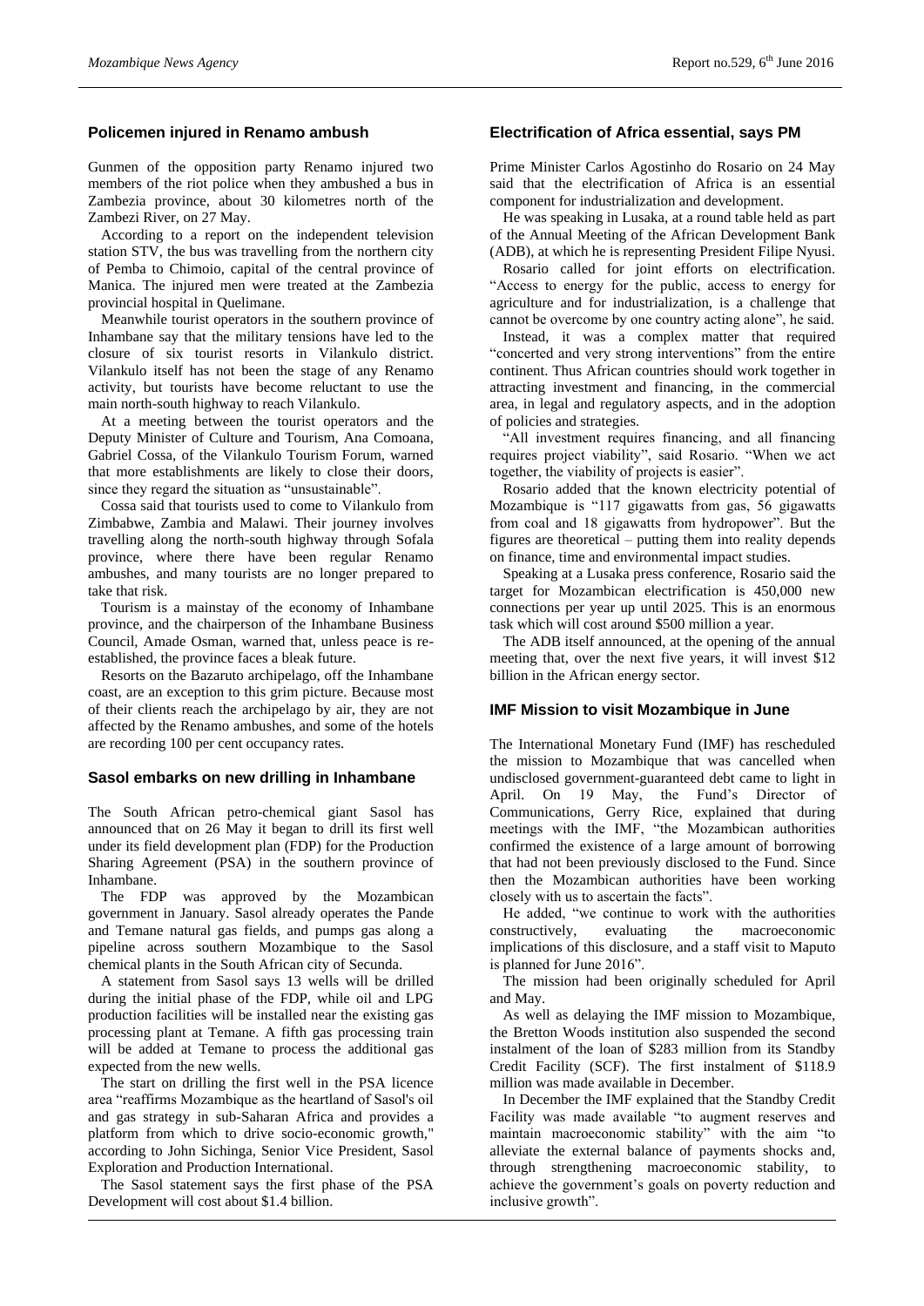## Policemen injured in Renamo ambush

Gunmen of the opposition party Renamo injured two members of the riot police when they ambushed a bus in Zambezia province, about 30 kilometres north of the Zambezi River, on 27 May.

According to a report on the independent television station STV, the bus was travelling from the northern city of Pemba to Chimoio, capital of the central province of Manica. The injured men were treated at the Zambezia provincial hospital in Quelimane.

Meanwhile tourist operators in the southern province of Inhambane say that the military tensions have led to the closure of six tourist resorts in Vilankulo district. Vilankulo itself has not been the stage of any Renamo activity, but tourists have become reluctant to use the main north-south highway to reach Vilankulo.

At a meeting between the tourist operators and the Deputy Minister of Culture and Tourism, Ana Comoana, Gabriel Cossa, of the Vilankulo Tourism Forum, warned that more establishments are likely to close their doors, since they regard the situation as "unsustainable".

Cossa said that tourists used to come to Vilankulo from Zimbabwe, Zambia and Malawi. Their journey involves travelling along the north-south highway through Sofala province, where there have been regular Renamo ambushes, and many tourists are no longer prepared to take that risk.

Tourism is a mainstay of the economy of Inhambane province, and the chairperson of the Inhambane Business Council, Amade Osman, warned that, unless peace is re-established, the province faces a bleak future.

Resorts on the Bazaruto archipelago, off the Inhambane coast, are an exception to this grim picture. Because most of their clients reach the archipelago by air, they are not affected by the Renamo ambushes, and some of the hotels are recording 100 per cent occupancy rates.

## Sasol embarks on new drilling in Inhambane

The South African petro-chemical giant Sasol has announced that on 26 May it began to drill its first well under its field development plan (FDP) for the Production Sharing Agreement (PSA) in the southern province of Inhambane.

The FDP was approved by the Mozambican government in January. Sasol already operates the Pande and Temane natural gas fields, and pumps gas along a pipeline across southern Mozambique to the Sasol chemical plants in the South African city of Secunda.

A statement from Sasol says 13 wells will be drilled during the initial phase of the FDP, while oil and LPG production facilities will be installed near the existing gas processing plant at Temane. A fifth gas processing train will be added at Temane to process the additional gas expected from the new wells.

The start on drilling the first well in the PSA licence area "reaffirms Mozambique as the heartland of Sasol's oil and gas strategy in sub-Saharan Africa and provides a platform from which to drive socio-economic growth," according to John Sichinga, Senior Vice President, Sasol Exploration and Production International.

The Sasol statement says the first phase of the PSA Development will cost about $1.4 billion.

## Electrification of Africa essential, says PM

Prime Minister Carlos Agostinho do Rosario on 24 May said that the electrification of Africa is an essential component for industrialization and development.

He was speaking in Lusaka, at a round table held as part of the Annual Meeting of the African Development Bank (ADB), at which he is representing President Filipe Nyusi.

Rosario called for joint efforts on electrification. "Access to energy for the public, access to energy for agriculture and for industrialization, is a challenge that cannot be overcome by one country acting alone", he said.

Instead, it was a complex matter that required "concerted and very strong interventions" from the entire continent. Thus African countries should work together in attracting investment and financing, in the commercial area, in legal and regulatory aspects, and in the adoption of policies and strategies.

"All investment requires financing, and all financing requires project viability", said Rosario. "When we act together, the viability of projects is easier".

Rosario added that the known electricity potential of Mozambique is "117 gigawatts from gas, 56 gigawatts from coal and 18 gigawatts from hydropower". But the figures are theoretical – putting them into reality depends on finance, time and environmental impact studies.

Speaking at a Lusaka press conference, Rosario said the target for Mozambican electrification is 450,000 new connections per year up until 2025. This is an enormous task which will cost around $500 million a year.

The ADB itself announced, at the opening of the annual meeting that, over the next five years, it will invest $12 billion in the African energy sector.

## IMF Mission to visit Mozambique in June

The International Monetary Fund (IMF) has rescheduled the mission to Mozambique that was cancelled when undisclosed government-guaranteed debt came to light in April. On 19 May, the Fund's Director of Communications, Gerry Rice, explained that during meetings with the IMF, "the Mozambican authorities confirmed the existence of a large amount of borrowing that had not been previously disclosed to the Fund. Since then the Mozambican authorities have been working closely with us to ascertain the facts".

He added, "we continue to work with the authorities constructively, evaluating the macroeconomic implications of this disclosure, and a staff visit to Maputo is planned for June 2016".

The mission had been originally scheduled for April and May.

As well as delaying the IMF mission to Mozambique, the Bretton Woods institution also suspended the second instalment of the loan of $283 million from its Standby Credit Facility (SCF). The first instalment of $118.9 million was made available in December.

In December the IMF explained that the Standby Credit Facility was made available "to augment reserves and maintain macroeconomic stability" with the aim "to alleviate the external balance of payments shocks and, through strengthening macroeconomic stability, to achieve the government's goals on poverty reduction and inclusive growth".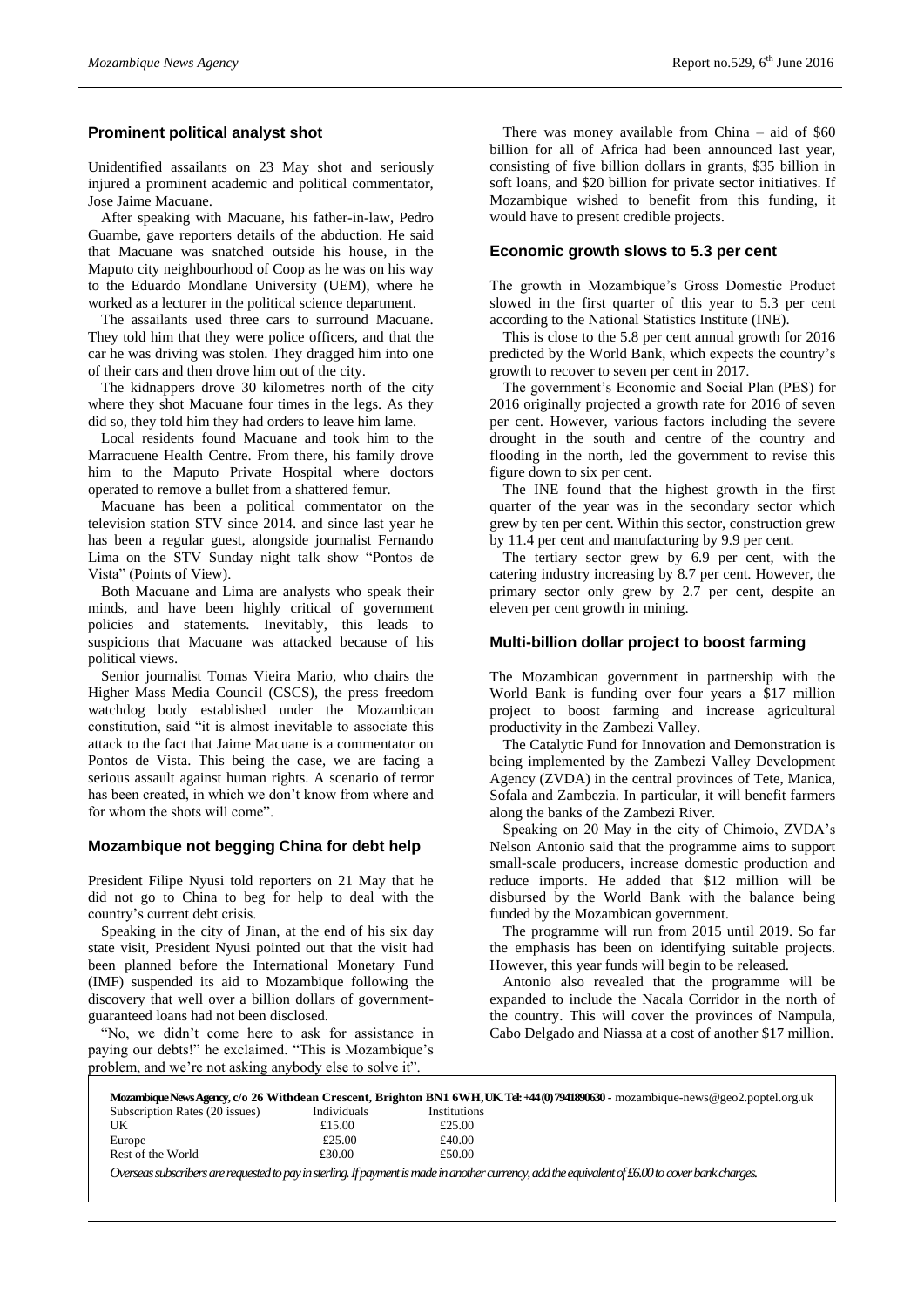## Prominent political analyst shot

Unidentified assailants on 23 May shot and seriously injured a prominent academic and political commentator, Jose Jaime Macuane.

After speaking with Macuane, his father-in-law, Pedro Guambe, gave reporters details of the abduction. He said that Macuane was snatched outside his house, in the Maputo city neighbourhood of Coop as he was on his way to the Eduardo Mondlane University (UEM), where he worked as a lecturer in the political science department.

The assailants used three cars to surround Macuane. They told him that they were police officers, and that the car he was driving was stolen. They dragged him into one of their cars and then drove him out of the city.

The kidnappers drove 30 kilometres north of the city where they shot Macuane four times in the legs. As they did so, they told him they had orders to leave him lame.

Local residents found Macuane and took him to the Marracuene Health Centre. From there, his family drove him to the Maputo Private Hospital where doctors operated to remove a bullet from a shattered femur.

Macuane has been a political commentator on the television station STV since 2014. and since last year he has been a regular guest, alongside journalist Fernando Lima on the STV Sunday night talk show "Pontos de Vista" (Points of View).

Both Macuane and Lima are analysts who speak their minds, and have been highly critical of government policies and statements. Inevitably, this leads to suspicions that Macuane was attacked because of his political views.

Senior journalist Tomas Vieira Mario, who chairs the Higher Mass Media Council (CSCS), the press freedom watchdog body established under the Mozambican constitution, said "it is almost inevitable to associate this attack to the fact that Jaime Macuane is a commentator on Pontos de Vista. This being the case, we are facing a serious assault against human rights. A scenario of terror has been created, in which we don't know from where and for whom the shots will come".

## Mozambique not begging China for debt help

President Filipe Nyusi told reporters on 21 May that he did not go to China to beg for help to deal with the country's current debt crisis.

Speaking in the city of Jinan, at the end of his six day state visit, President Nyusi pointed out that the visit had been planned before the International Monetary Fund (IMF) suspended its aid to Mozambique following the discovery that well over a billion dollars of government-guaranteed loans had not been disclosed.

"No, we didn't come here to ask for assistance in paying our debts!" he exclaimed. "This is Mozambique's problem, and we're not asking anybody else to solve it".

There was money available from China – aid of $60 billion for all of Africa had been announced last year, consisting of five billion dollars in grants, $35 billion in soft loans, and $20 billion for private sector initiatives. If Mozambique wished to benefit from this funding, it would have to present credible projects.

## Economic growth slows to 5.3 per cent

The growth in Mozambique's Gross Domestic Product slowed in the first quarter of this year to 5.3 per cent according to the National Statistics Institute (INE).

This is close to the 5.8 per cent annual growth for 2016 predicted by the World Bank, which expects the country's growth to recover to seven per cent in 2017.

The government's Economic and Social Plan (PES) for 2016 originally projected a growth rate for 2016 of seven per cent. However, various factors including the severe drought in the south and centre of the country and flooding in the north, led the government to revise this figure down to six per cent.

The INE found that the highest growth in the first quarter of the year was in the secondary sector which grew by ten per cent. Within this sector, construction grew by 11.4 per cent and manufacturing by 9.9 per cent.

The tertiary sector grew by 6.9 per cent, with the catering industry increasing by 8.7 per cent. However, the primary sector only grew by 2.7 per cent, despite an eleven per cent growth in mining.

## Multi-billion dollar project to boost farming

The Mozambican government in partnership with the World Bank is funding over four years a $17 million project to boost farming and increase agricultural productivity in the Zambezi Valley.

The Catalytic Fund for Innovation and Demonstration is being implemented by the Zambezi Valley Development Agency (ZVDA) in the central provinces of Tete, Manica, Sofala and Zambezia. In particular, it will benefit farmers along the banks of the Zambezi River.

Speaking on 20 May in the city of Chimoio, ZVDA's Nelson Antonio said that the programme aims to support small-scale producers, increase domestic production and reduce imports. He added that $12 million will be disbursed by the World Bank with the balance being funded by the Mozambican government.

The programme will run from 2015 until 2019. So far the emphasis has been on identifying suitable projects. However, this year funds will begin to be released.

Antonio also revealed that the programme will be expanded to include the Nacala Corridor in the north of the country. This will cover the provinces of Nampula, Cabo Delgado and Niassa at a cost of another $17 million.

---

**Mozambique News Agency, c/o 26 Withdean Crescent, Brighton BN1 6WH, UK. Tel: +44 (0) 7941890630** - mozambique-news@geo2.poptel.org.uk

| Subscription Rates (20 issues) | Individuals | Institutions |
|---|---|---|
| UK | £15.00 | £25.00 |
| Europe | £25.00 | £40.00 |
| Rest of the World | £30.00 | £50.00 |

*Overseas subscribers are requested to pay in sterling. If payment is made in another currency, add the equivalent of £6.00 to cover bank charges.*